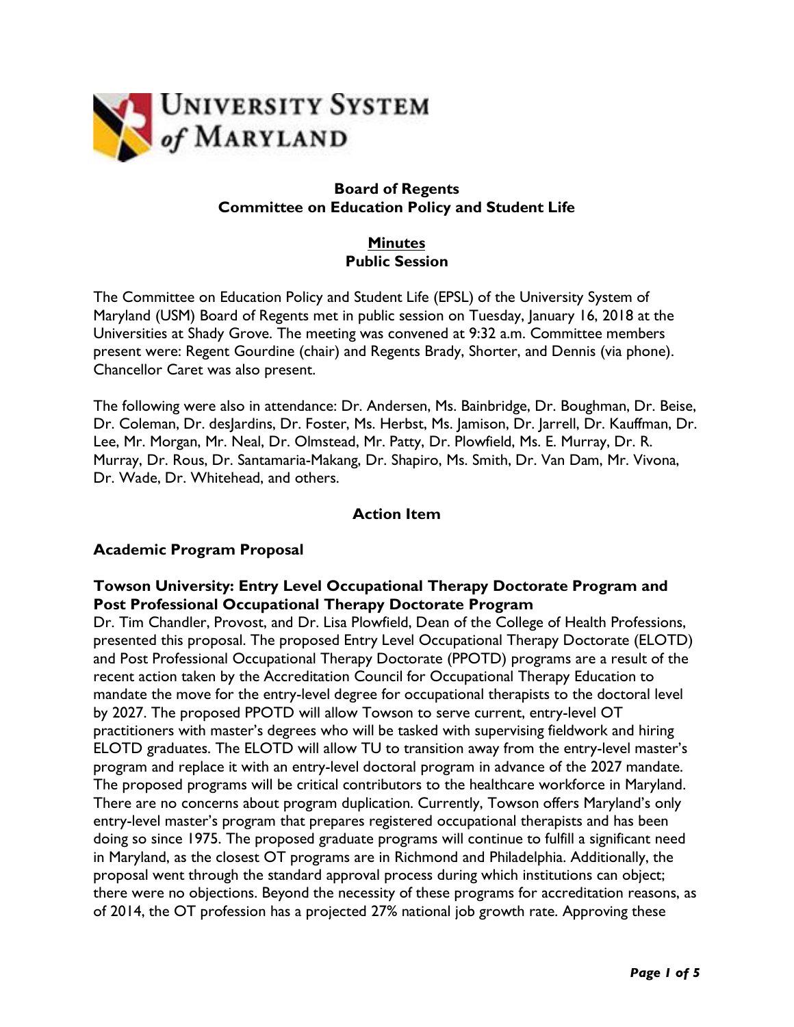## Board of Regents
## Committee on Education Policy and Student Life

### Minutes
### Public Session

The Committee on Education Policy and Student Life (EPSL) of the University System of Maryland (USM) Board of Regents met in public session on Tuesday, January 16, 2018 at the Universities at Shady Grove. The meeting was convened at 9:32 a.m. Committee members present were: Regent Gourdine (chair) and Regents Brady, Shorter, and Dennis (via phone). Chancellor Caret was also present.

The following were also in attendance: Dr. Andersen, Ms. Bainbridge, Dr. Boughman, Dr. Beise, Dr. Coleman, Dr. desJardins, Dr. Foster, Ms. Herbst, Ms. Jamison, Dr. Jarrell, Dr. Kauffman, Dr. Lee, Mr. Morgan, Mr. Neal, Dr. Olmstead, Mr. Patty, Dr. Plowfield, Ms. E. Murray, Dr. R. Murray, Dr. Rous, Dr. Santamaria-Makang, Dr. Shapiro, Ms. Smith, Dr. Van Dam, Mr. Vivona, Dr. Wade, Dr. Whitehead, and others.

### Action Item

**Academic Program Proposal**

**Towson University: Entry Level Occupational Therapy Doctorate Program and Post Professional Occupational Therapy Doctorate Program**

Dr. Tim Chandler, Provost, and Dr. Lisa Plowfield, Dean of the College of Health Professions, presented this proposal. The proposed Entry Level Occupational Therapy Doctorate (ELOTD) and Post Professional Occupational Therapy Doctorate (PPOTD) programs are a result of the recent action taken by the Accreditation Council for Occupational Therapy Education to mandate the move for the entry-level degree for occupational therapists to the doctoral level by 2027. The proposed PPOTD will allow Towson to serve current, entry-level OT practitioners with master's degrees who will be tasked with supervising fieldwork and hiring ELOTD graduates. The ELOTD will allow TU to transition away from the entry-level master's program and replace it with an entry-level doctoral program in advance of the 2027 mandate. The proposed programs will be critical contributors to the healthcare workforce in Maryland. There are no concerns about program duplication. Currently, Towson offers Maryland's only entry-level master's program that prepares registered occupational therapists and has been doing so since 1975. The proposed graduate programs will continue to fulfill a significant need in Maryland, as the closest OT programs are in Richmond and Philadelphia. Additionally, the proposal went through the standard approval process during which institutions can object; there were no objections. Beyond the necessity of these programs for accreditation reasons, as of 2014, the OT profession has a projected 27% national job growth rate. Approving these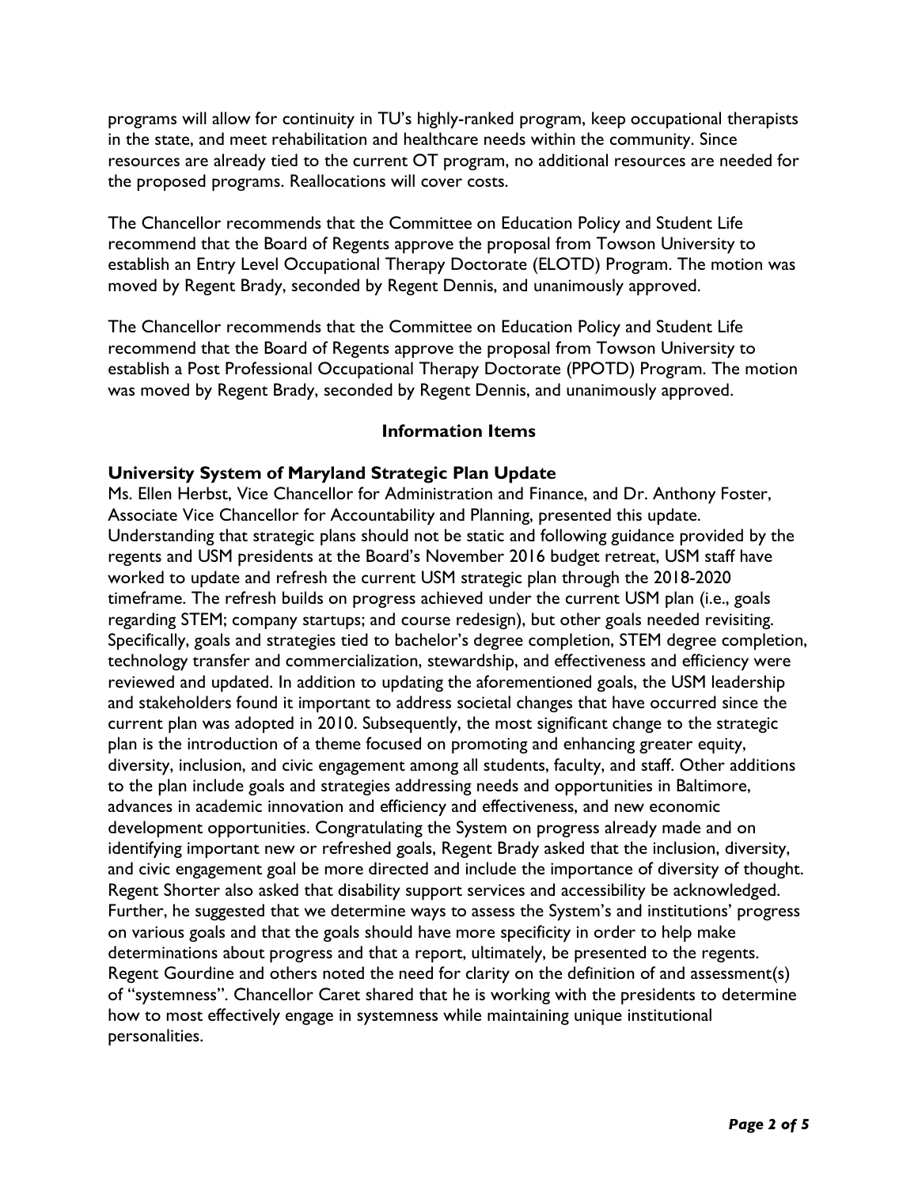programs will allow for continuity in TU's highly-ranked program, keep occupational therapists in the state, and meet rehabilitation and healthcare needs within the community. Since resources are already tied to the current OT program, no additional resources are needed for the proposed programs. Reallocations will cover costs.

The Chancellor recommends that the Committee on Education Policy and Student Life recommend that the Board of Regents approve the proposal from Towson University to establish an Entry Level Occupational Therapy Doctorate (ELOTD) Program. The motion was moved by Regent Brady, seconded by Regent Dennis, and unanimously approved.

The Chancellor recommends that the Committee on Education Policy and Student Life recommend that the Board of Regents approve the proposal from Towson University to establish a Post Professional Occupational Therapy Doctorate (PPOTD) Program. The motion was moved by Regent Brady, seconded by Regent Dennis, and unanimously approved.

## Information Items

### University System of Maryland Strategic Plan Update

Ms. Ellen Herbst, Vice Chancellor for Administration and Finance, and Dr. Anthony Foster, Associate Vice Chancellor for Accountability and Planning, presented this update. Understanding that strategic plans should not be static and following guidance provided by the regents and USM presidents at the Board's November 2016 budget retreat, USM staff have worked to update and refresh the current USM strategic plan through the 2018-2020 timeframe. The refresh builds on progress achieved under the current USM plan (i.e., goals regarding STEM; company startups; and course redesign), but other goals needed revisiting. Specifically, goals and strategies tied to bachelor's degree completion, STEM degree completion, technology transfer and commercialization, stewardship, and effectiveness and efficiency were reviewed and updated. In addition to updating the aforementioned goals, the USM leadership and stakeholders found it important to address societal changes that have occurred since the current plan was adopted in 2010. Subsequently, the most significant change to the strategic plan is the introduction of a theme focused on promoting and enhancing greater equity, diversity, inclusion, and civic engagement among all students, faculty, and staff. Other additions to the plan include goals and strategies addressing needs and opportunities in Baltimore, advances in academic innovation and efficiency and effectiveness, and new economic development opportunities. Congratulating the System on progress already made and on identifying important new or refreshed goals, Regent Brady asked that the inclusion, diversity, and civic engagement goal be more directed and include the importance of diversity of thought. Regent Shorter also asked that disability support services and accessibility be acknowledged. Further, he suggested that we determine ways to assess the System's and institutions' progress on various goals and that the goals should have more specificity in order to help make determinations about progress and that a report, ultimately, be presented to the regents. Regent Gourdine and others noted the need for clarity on the definition of and assessment(s) of "systemness". Chancellor Caret shared that he is working with the presidents to determine how to most effectively engage in systemness while maintaining unique institutional personalities.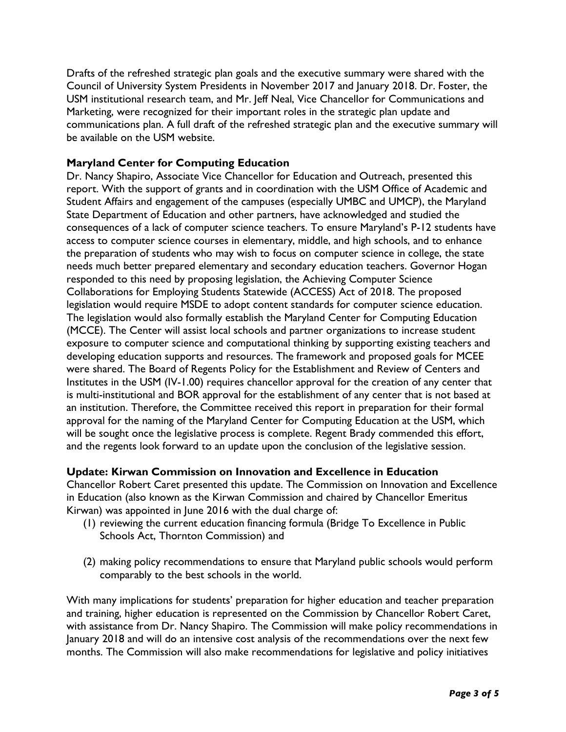Drafts of the refreshed strategic plan goals and the executive summary were shared with the Council of University System Presidents in November 2017 and January 2018. Dr. Foster, the USM institutional research team, and Mr. Jeff Neal, Vice Chancellor for Communications and Marketing, were recognized for their important roles in the strategic plan update and communications plan. A full draft of the refreshed strategic plan and the executive summary will be available on the USM website.

**Maryland Center for Computing Education**

Dr. Nancy Shapiro, Associate Vice Chancellor for Education and Outreach, presented this report. With the support of grants and in coordination with the USM Office of Academic and Student Affairs and engagement of the campuses (especially UMBC and UMCP), the Maryland State Department of Education and other partners, have acknowledged and studied the consequences of a lack of computer science teachers. To ensure Maryland's P-12 students have access to computer science courses in elementary, middle, and high schools, and to enhance the preparation of students who may wish to focus on computer science in college, the state needs much better prepared elementary and secondary education teachers. Governor Hogan responded to this need by proposing legislation, the Achieving Computer Science Collaborations for Employing Students Statewide (ACCESS) Act of 2018. The proposed legislation would require MSDE to adopt content standards for computer science education. The legislation would also formally establish the Maryland Center for Computing Education (MCCE). The Center will assist local schools and partner organizations to increase student exposure to computer science and computational thinking by supporting existing teachers and developing education supports and resources. The framework and proposed goals for MCEE were shared. The Board of Regents Policy for the Establishment and Review of Centers and Institutes in the USM (IV-1.00) requires chancellor approval for the creation of any center that is multi-institutional and BOR approval for the establishment of any center that is not based at an institution. Therefore, the Committee received this report in preparation for their formal approval for the naming of the Maryland Center for Computing Education at the USM, which will be sought once the legislative process is complete. Regent Brady commended this effort, and the regents look forward to an update upon the conclusion of the legislative session.

**Update: Kirwan Commission on Innovation and Excellence in Education**

Chancellor Robert Caret presented this update. The Commission on Innovation and Excellence in Education (also known as the Kirwan Commission and chaired by Chancellor Emeritus Kirwan) was appointed in June 2016 with the dual charge of:

(1) reviewing the current education financing formula (Bridge To Excellence in Public Schools Act, Thornton Commission) and

(2) making policy recommendations to ensure that Maryland public schools would perform comparably to the best schools in the world.

With many implications for students' preparation for higher education and teacher preparation and training, higher education is represented on the Commission by Chancellor Robert Caret, with assistance from Dr. Nancy Shapiro. The Commission will make policy recommendations in January 2018 and will do an intensive cost analysis of the recommendations over the next few months. The Commission will also make recommendations for legislative and policy initiatives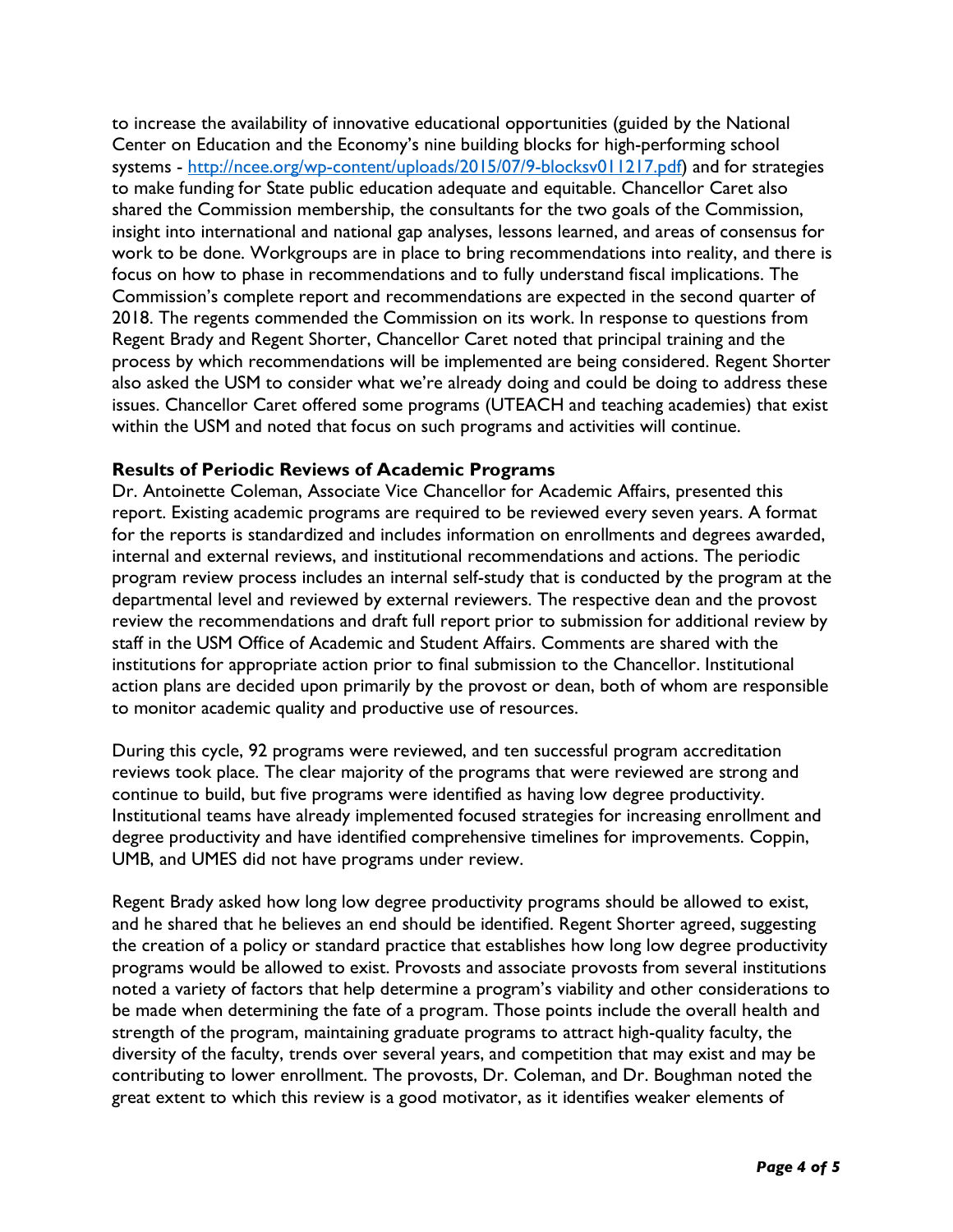to increase the availability of innovative educational opportunities (guided by the National Center on Education and the Economy's nine building blocks for high-performing school systems - [http://ncee.org/wp-content/uploads/2015/07/9-blocksv011217.pdf](http://ncee.org/wp-content/uploads/2015/07/9-blocksv011217.pdf)) and for strategies to make funding for State public education adequate and equitable. Chancellor Caret also shared the Commission membership, the consultants for the two goals of the Commission, insight into international and national gap analyses, lessons learned, and areas of consensus for work to be done. Workgroups are in place to bring recommendations into reality, and there is focus on how to phase in recommendations and to fully understand fiscal implications. The Commission's complete report and recommendations are expected in the second quarter of 2018. The regents commended the Commission on its work. In response to questions from Regent Brady and Regent Shorter, Chancellor Caret noted that principal training and the process by which recommendations will be implemented are being considered. Regent Shorter also asked the USM to consider what we're already doing and could be doing to address these issues. Chancellor Caret offered some programs (UTEACH and teaching academies) that exist within the USM and noted that focus on such programs and activities will continue.

**Results of Periodic Reviews of Academic Programs**
Dr. Antoinette Coleman, Associate Vice Chancellor for Academic Affairs, presented this report. Existing academic programs are required to be reviewed every seven years. A format for the reports is standardized and includes information on enrollments and degrees awarded, internal and external reviews, and institutional recommendations and actions. The periodic program review process includes an internal self-study that is conducted by the program at the departmental level and reviewed by external reviewers. The respective dean and the provost review the recommendations and draft full report prior to submission for additional review by staff in the USM Office of Academic and Student Affairs. Comments are shared with the institutions for appropriate action prior to final submission to the Chancellor. Institutional action plans are decided upon primarily by the provost or dean, both of whom are responsible to monitor academic quality and productive use of resources.

During this cycle, 92 programs were reviewed, and ten successful program accreditation reviews took place. The clear majority of the programs that were reviewed are strong and continue to build, but five programs were identified as having low degree productivity. Institutional teams have already implemented focused strategies for increasing enrollment and degree productivity and have identified comprehensive timelines for improvements. Coppin, UMB, and UMES did not have programs under review.

Regent Brady asked how long low degree productivity programs should be allowed to exist, and he shared that he believes an end should be identified. Regent Shorter agreed, suggesting the creation of a policy or standard practice that establishes how long low degree productivity programs would be allowed to exist. Provosts and associate provosts from several institutions noted a variety of factors that help determine a program's viability and other considerations to be made when determining the fate of a program. Those points include the overall health and strength of the program, maintaining graduate programs to attract high-quality faculty, the diversity of the faculty, trends over several years, and competition that may exist and may be contributing to lower enrollment. The provosts, Dr. Coleman, and Dr. Boughman noted the great extent to which this review is a good motivator, as it identifies weaker elements of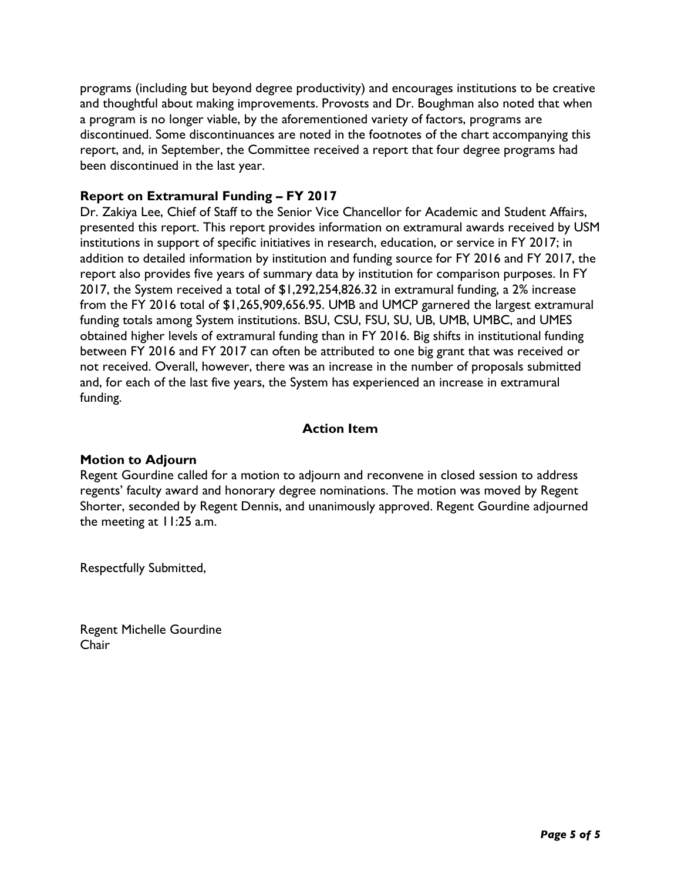programs (including but beyond degree productivity) and encourages institutions to be creative and thoughtful about making improvements. Provosts and Dr. Boughman also noted that when a program is no longer viable, by the aforementioned variety of factors, programs are discontinued. Some discontinuances are noted in the footnotes of the chart accompanying this report, and, in September, the Committee received a report that four degree programs had been discontinued in the last year.

**Report on Extramural Funding – FY 2017**

Dr. Zakiya Lee, Chief of Staff to the Senior Vice Chancellor for Academic and Student Affairs, presented this report. This report provides information on extramural awards received by USM institutions in support of specific initiatives in research, education, or service in FY 2017; in addition to detailed information by institution and funding source for FY 2016 and FY 2017, the report also provides five years of summary data by institution for comparison purposes. In FY 2017, the System received a total of $1,292,254,826.32 in extramural funding, a 2% increase from the FY 2016 total of $1,265,909,656.95. UMB and UMCP garnered the largest extramural funding totals among System institutions. BSU, CSU, FSU, SU, UB, UMB, UMBC, and UMES obtained higher levels of extramural funding than in FY 2016. Big shifts in institutional funding between FY 2016 and FY 2017 can often be attributed to one big grant that was received or not received. Overall, however, there was an increase in the number of proposals submitted and, for each of the last five years, the System has experienced an increase in extramural funding.

## Action Item

**Motion to Adjourn**

Regent Gourdine called for a motion to adjourn and reconvene in closed session to address regents' faculty award and honorary degree nominations. The motion was moved by Regent Shorter, seconded by Regent Dennis, and unanimously approved. Regent Gourdine adjourned the meeting at 11:25 a.m.

Respectfully Submitted,

Regent Michelle Gourdine
Chair